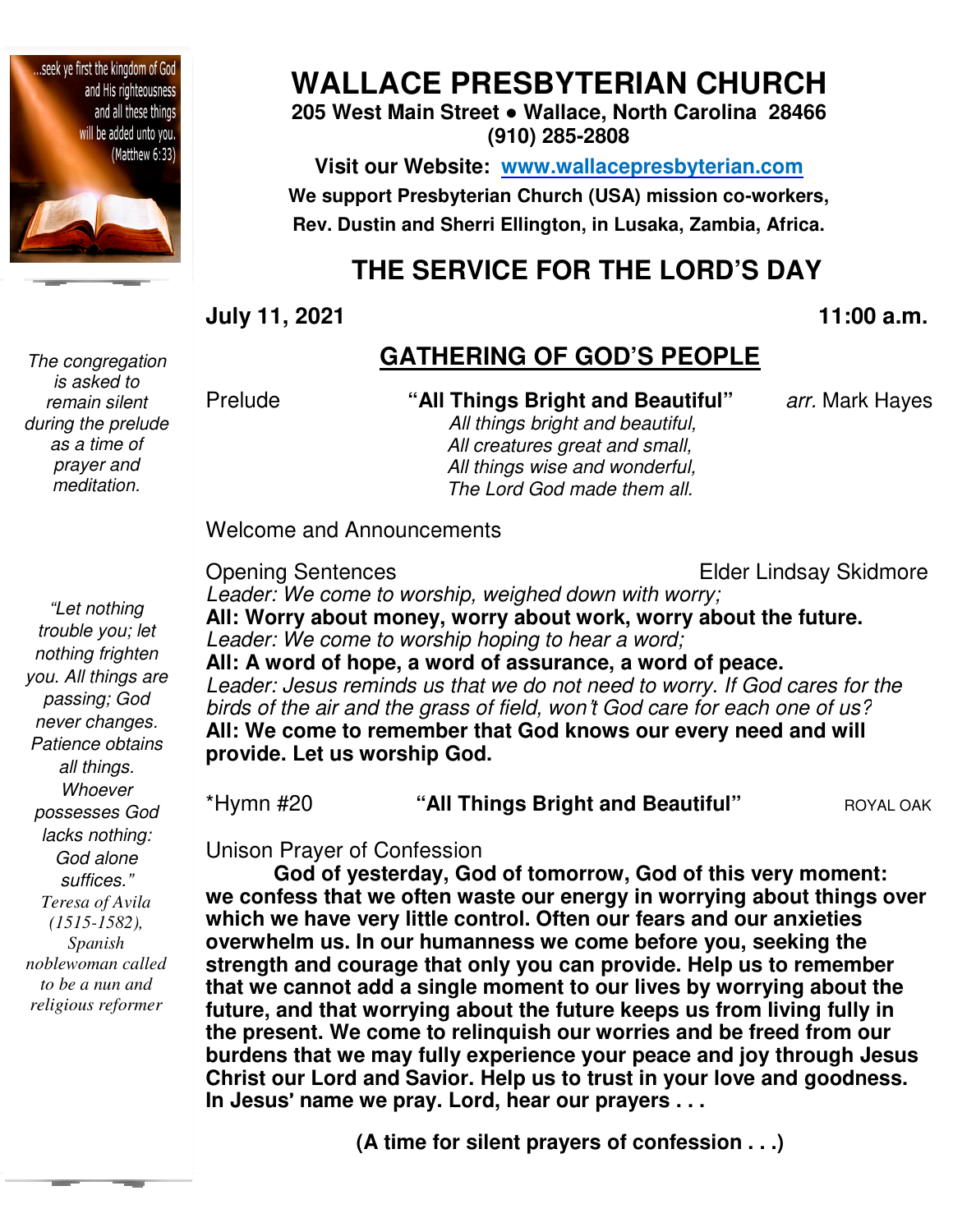# WALLACE PRESBYTERIAN CHURCH

**205 West Main Street • Wallace, North Carolina 28466**
**(910) 285-2808**

**Visit our Website: [www.wallacepresbyterian.com](http://www.wallacepresbyterian.com)**

**We support Presbyterian Church (USA) mission co-workers, Rev. Dustin and Sherri Ellington, in Lusaka, Zambia, Africa.**

...seek ye first the kingdom of God and His righteousness and all these things will be added unto you. (Matthew 6:33)

## THE SERVICE FOR THE LORD'S DAY

**July 11, 2021** **11:00 a.m.**

## GATHERING OF GOD'S PEOPLE

*The congregation is asked to remain silent during the prelude as a time of prayer and meditation.*

Prelude **"All Things Bright and Beautiful"** *arr.* Mark Hayes

*All things bright and beautiful,*
*All creatures great and small,*
*All things wise and wonderful,*
*The Lord God made them all.*

Welcome and Announcements

Opening Sentences Elder Lindsay Skidmore

*Leader: We come to worship, weighed down with worry;*
**All: Worry about money, worry about work, worry about the future.**
*Leader: We come to worship hoping to hear a word;*
**All: A word of hope, a word of assurance, a word of peace.**
*Leader: Jesus reminds us that we do not need to worry. If God cares for the birds of the air and the grass of field, won't God care for each one of us?*
**All: We come to remember that God knows our every need and will provide. Let us worship God.**

*Hymn #20 **"All Things Bright and Beautiful"** ROYAL OAK

*"Let nothing trouble you; let nothing frighten you. All things are passing; God never changes. Patience obtains all things. Whoever possesses God lacks nothing: God alone suffices." Teresa of Avila (1515-1582), Spanish noblewoman called to be a nun and religious reformer*

Unison Prayer of Confession

**God of yesterday, God of tomorrow, God of this very moment: we confess that we often waste our energy in worrying about things over which we have very little control. Often our fears and our anxieties overwhelm us. In our humanness we come before you, seeking the strength and courage that only you can provide. Help us to remember that we cannot add a single moment to our lives by worrying about the future, and that worrying about the future keeps us from living fully in the present. We come to relinquish our worries and be freed from our burdens that we may fully experience your peace and joy through Jesus Christ our Lord and Savior. Help us to trust in your love and goodness. In Jesus' name we pray. Lord, hear our prayers . . .**

**(A time for silent prayers of confession . . .)**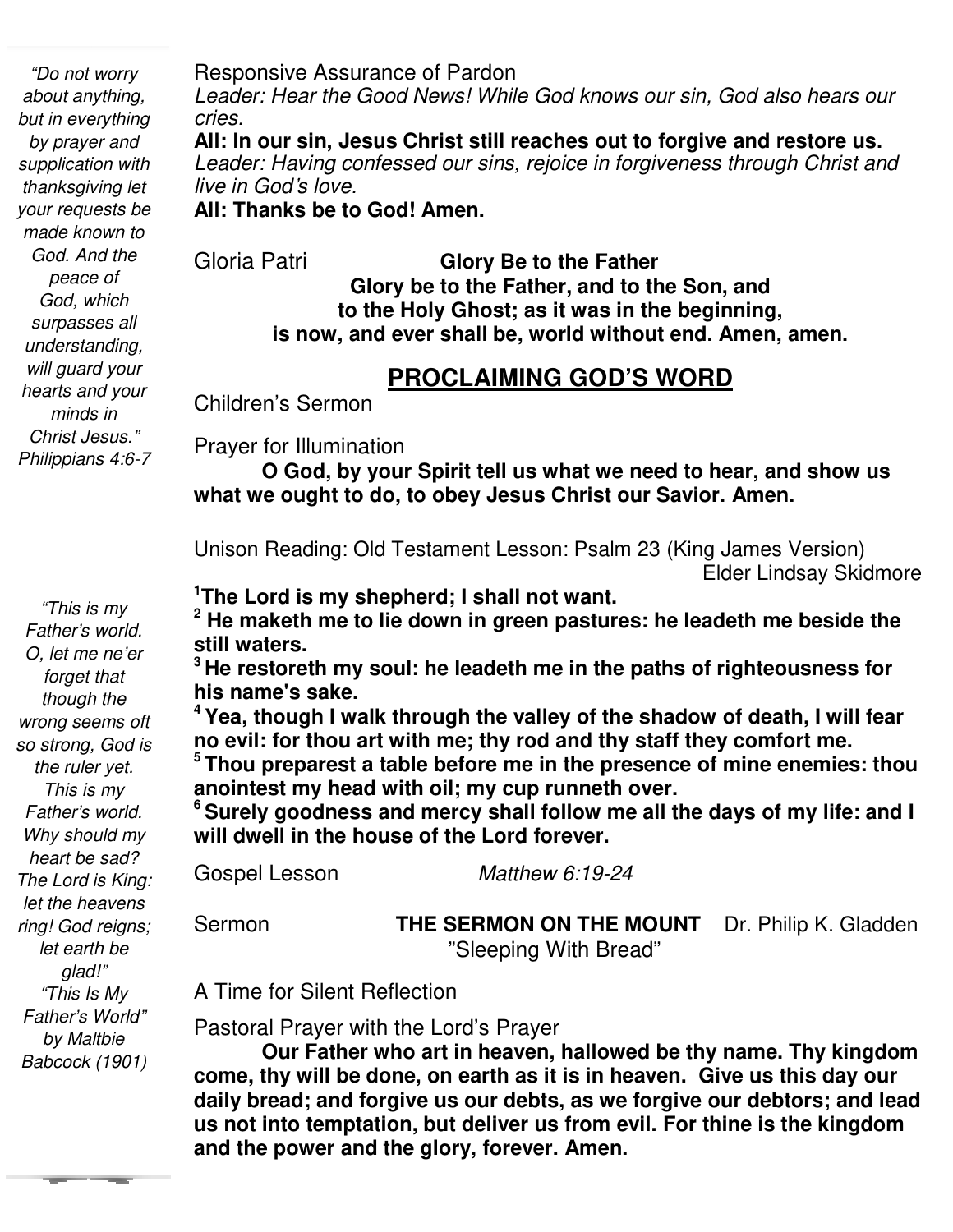*"Do not worry about anything, but in everything by prayer and supplication with thanksgiving let your requests be made known to God. And the peace of God, which surpasses all understanding, will guard your hearts and your minds in Christ Jesus." Philippians 4:6-7*

Responsive Assurance of Pardon

*Leader: Hear the Good News! While God knows our sin, God also hears our cries.*

**All: In our sin, Jesus Christ still reaches out to forgive and restore us.**

*Leader: Having confessed our sins, rejoice in forgiveness through Christ and live in God's love.*

**All: Thanks be to God! Amen.**

Gloria Patri **Glory Be to the Father**

**Glory be to the Father, and to the Son, and to the Holy Ghost; as it was in the beginning, is now, and ever shall be, world without end. Amen, amen.**

## PROCLAIMING GOD'S WORD

Children's Sermon

Prayer for Illumination

**O God, by your Spirit tell us what we need to hear, and show us what we ought to do, to obey Jesus Christ our Savior. Amen.**

Unison Reading: Old Testament Lesson: Psalm 23 (King James Version)
Elder Lindsay Skidmore

**[1]The Lord is my shepherd; I shall not want.**
**[2] He maketh me to lie down in green pastures: he leadeth me beside the still waters.**
**[3] He restoreth my soul: he leadeth me in the paths of righteousness for his name's sake.**
**[4] Yea, though I walk through the valley of the shadow of death, I will fear no evil: for thou art with me; thy rod and thy staff they comfort me.**
**[5] Thou preparest a table before me in the presence of mine enemies: thou anointest my head with oil; my cup runneth over.**
**[6] Surely goodness and mercy shall follow me all the days of my life: and I will dwell in the house of the Lord forever.**

Gospel Lesson *Matthew 6:19-24*

Sermon **THE SERMON ON THE MOUNT** Dr. Philip K. Gladden
"Sleeping With Bread"

A Time for Silent Reflection

Pastoral Prayer with the Lord's Prayer

**Our Father who art in heaven, hallowed be thy name. Thy kingdom come, thy will be done, on earth as it is in heaven. Give us this day our daily bread; and forgive us our debts, as we forgive our debtors; and lead us not into temptation, but deliver us from evil. For thine is the kingdom and the power and the glory, forever. Amen.**

*"This is my Father's world. O, let me ne'er forget that though the wrong seems oft so strong, God is the ruler yet. This is my Father's world. Why should my heart be sad? The Lord is King: let the heavens ring! God reigns; let earth be glad!" "This Is My Father's World" by Maltbie Babcock (1901)*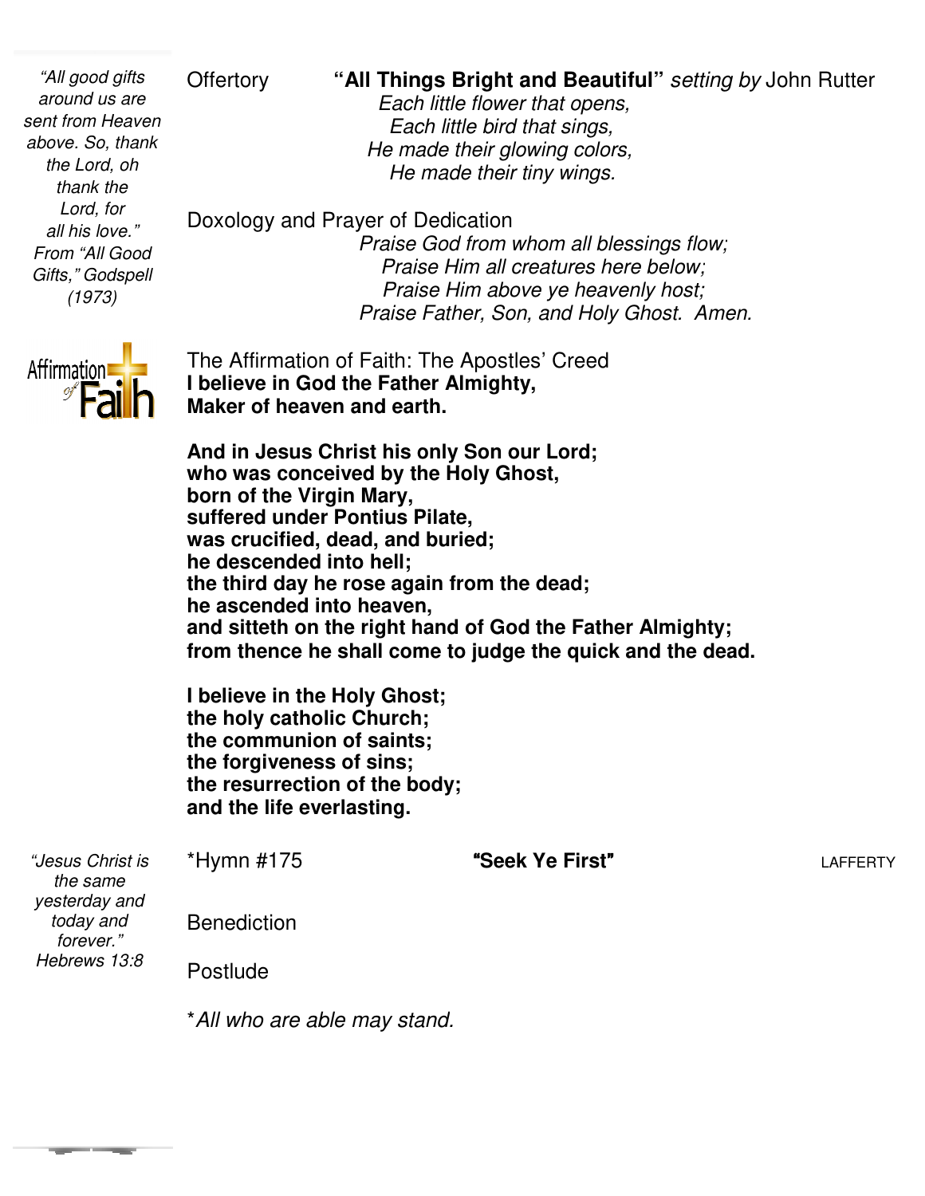*"All good gifts around us are sent from Heaven above. So, thank the Lord, oh thank the Lord, for all his love." From "All Good Gifts," Godspell (1973)*

Offertory **"All Things Bright and Beautiful"** *setting by* John Rutter

*Each little flower that opens,*
*Each little bird that sings,*
*He made their glowing colors,*
*He made their tiny wings.*

Doxology and Prayer of Dedication

*Praise God from whom all blessings flow;*
*Praise Him all creatures here below;*
*Praise Him above ye heavenly host;*
*Praise Father, Son, and Holy Ghost. Amen.*

Affirmation of Faith

The Affirmation of Faith: The Apostles' Creed

**I believe in God the Father Almighty,**
**Maker of heaven and earth.**

**And in Jesus Christ his only Son our Lord;**
**who was conceived by the Holy Ghost,**
**born of the Virgin Mary,**
**suffered under Pontius Pilate,**
**was crucified, dead, and buried;**
**he descended into hell;**
**the third day he rose again from the dead;**
**he ascended into heaven,**
**and sitteth on the right hand of God the Father Almighty;**
**from thence he shall come to judge the quick and the dead.**

**I believe in the Holy Ghost;**
**the holy catholic Church;**
**the communion of saints;**
**the forgiveness of sins;**
**the resurrection of the body;**
**and the life everlasting.**

*"Jesus Christ is the same yesterday and today and forever." Hebrews 13:8*

*Hymn #175 **"Seek Ye First"** LAFFERTY

Benediction

Postlude

*\*All who are able may stand.*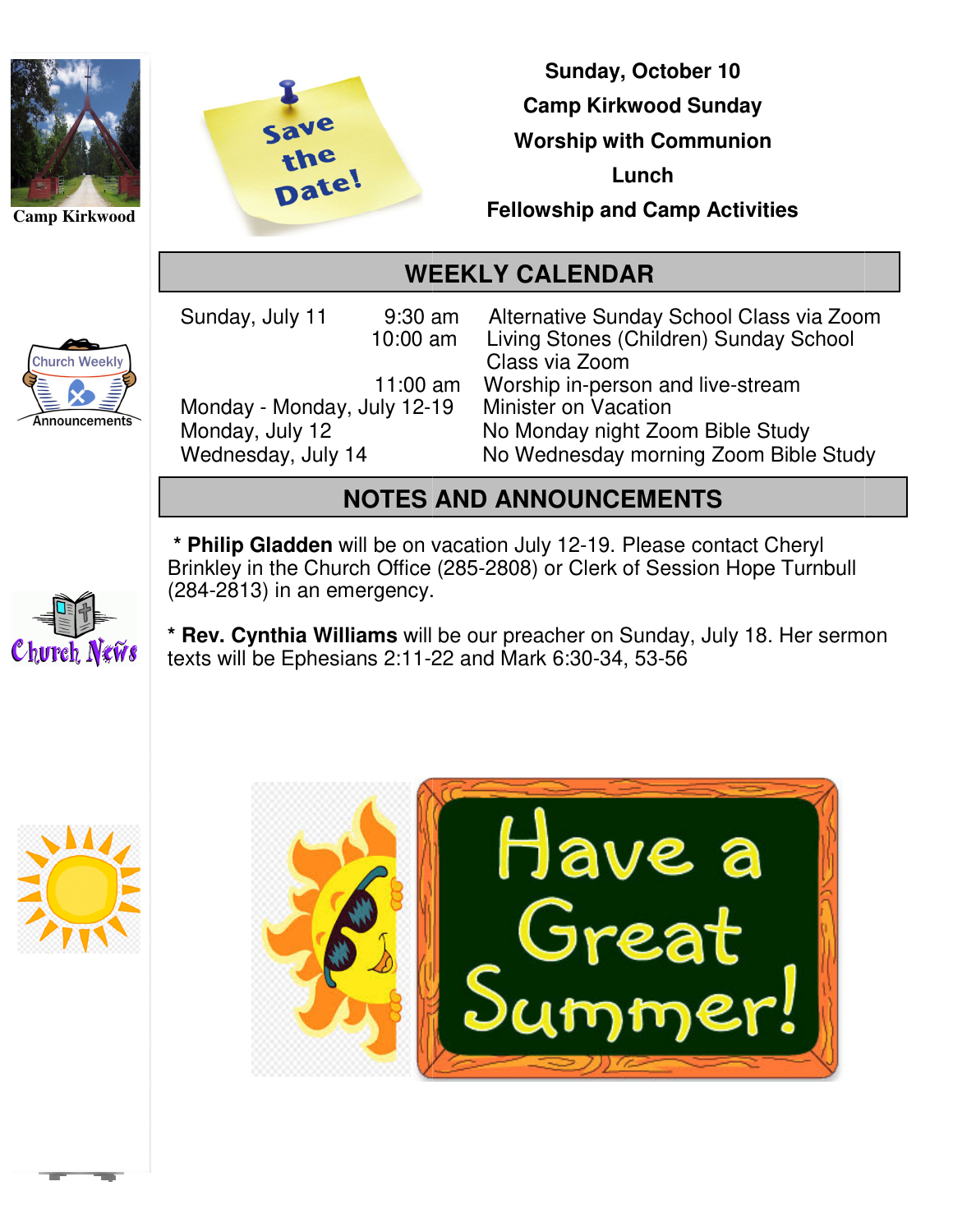Camp Kirkwood

Save the Date!

**Sunday, October 10**

**Camp Kirkwood Sunday**

**Worship with Communion**

**Lunch**

**Fellowship and Camp Activities**

## WEEKLY CALENDAR

| | | |
|---|---|---|
| Sunday, July 11 | 9:30 am | Alternative Sunday School Class via Zoom |
| | 10:00 am | Living Stones (Children) Sunday School Class via Zoom |
| | 11:00 am | Worship in-person and live-stream |
| Monday - Monday, July 12-19 | | Minister on Vacation |
| Monday, July 12 | | No Monday night Zoom Bible Study |
| Wednesday, July 14 | | No Wednesday morning Zoom Bible Study |

## NOTES AND ANNOUNCEMENTS

* **Philip Gladden** will be on vacation July 12-19. Please contact Cheryl Brinkley in the Church Office (285-2808) or Clerk of Session Hope Turnbull (284-2813) in an emergency.

* **Rev. Cynthia Williams** will be our preacher on Sunday, July 18. Her sermon texts will be Ephesians 2:11-22 and Mark 6:30-34, 53-56

Have a Great Summer!